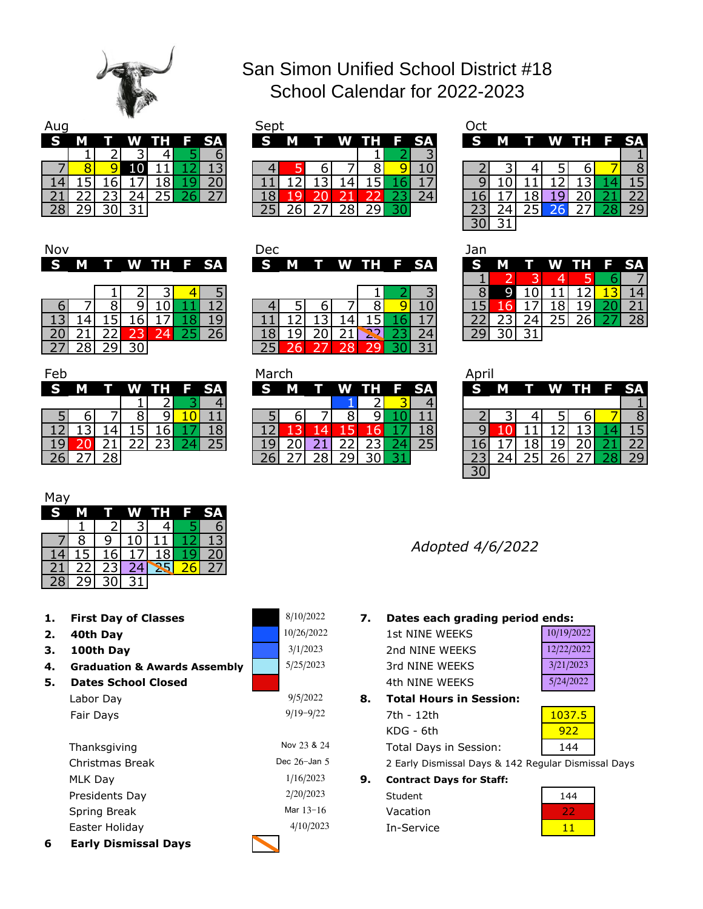# San Simon Unified School District #18
## School Calendar for 2022-2023

### Aug

| S | M | T | W | TH | F | SA |
|---|---|---|---|---|---|---|
| | 1 | 2 | 3 | 4 | 5 | 6 |
| 7 | 8 | 9 | 10 | 11 | 12 | 13 |
| 14 | 15 | 16 | 17 | 18 | 19 | 20 |
| 21 | 22 | 23 | 24 | 25 | 26 | 27 |
| 28 | 29 | 30 | 31 | | | |

### Sept

| S | M | T | W | TH | F | SA |
|---|---|---|---|---|---|---|
| | | | | 1 | 2 | 3 |
| 4 | 5 | 6 | 7 | 8 | 9 | 10 |
| 11 | 12 | 13 | 14 | 15 | 16 | 17 |
| 18 | 19 | 20 | 21 | 22 | 23 | 24 |
| 25 | 26 | 27 | 28 | 29 | 30 | |

### Oct

| S | M | T | W | TH | F | SA |
|---|---|---|---|---|---|---|
| | | | | | | 1 |
| 2 | 3 | 4 | 5 | 6 | 7 | 8 |
| 9 | 10 | 11 | 12 | 13 | 14 | 15 |
| 16 | 17 | 18 | 19 | 20 | 21 | 22 |
| 23 | 24 | 25 | 26 | 27 | 28 | 29 |
| 30 | 31 | | | | | |

### Nov

| S | M | T | W | TH | F | SA |
|---|---|---|---|---|---|---|
| | | 1 | 2 | 3 | 4 | 5 |
| 6 | 7 | 8 | 9 | 10 | 11 | 12 |
| 13 | 14 | 15 | 16 | 17 | 18 | 19 |
| 20 | 21 | 22 | 23 | 24 | 25 | 26 |
| 27 | 28 | 29 | 30 | | | |

### Dec

| S | M | T | W | TH | F | SA |
|---|---|---|---|---|---|---|
| | | | | 1 | 2 | 3 |
| 4 | 5 | 6 | 7 | 8 | 9 | 10 |
| 11 | 12 | 13 | 14 | 15 | 16 | 17 |
| 18 | 19 | 20 | 21 | 22 | 23 | 24 |
| 25 | 26 | 27 | 28 | 29 | 30 | 31 |

### Jan

| S | M | T | W | TH | F | SA |
|---|---|---|---|---|---|---|
| 1 | 2 | 3 | 4 | 5 | 6 | 7 |
| 8 | 9 | 10 | 11 | 12 | 13 | 14 |
| 15 | 16 | 17 | 18 | 19 | 20 | 21 |
| 22 | 23 | 24 | 25 | 26 | 27 | 28 |
| 29 | 30 | 31 | | | | |

### Feb

| S | M | T | W | TH | F | SA |
|---|---|---|---|---|---|---|
| | | | 1 | 2 | 3 | 4 |
| 5 | 6 | 7 | 8 | 9 | 10 | 11 |
| 12 | 13 | 14 | 15 | 16 | 17 | 18 |
| 19 | 20 | 21 | 22 | 23 | 24 | 25 |
| 26 | 27 | 28 | | | | |

### March

| S | M | T | W | TH | F | SA |
|---|---|---|---|---|---|---|
| | | | 1 | 2 | 3 | 4 |
| 5 | 6 | 7 | 8 | 9 | 10 | 11 |
| 12 | 13 | 14 | 15 | 16 | 17 | 18 |
| 19 | 20 | 21 | 22 | 23 | 24 | 25 |
| 26 | 27 | 28 | 29 | 30 | 31 | |

### April

| S | M | T | W | TH | F | SA |
|---|---|---|---|---|---|---|
| | | | | | | 1 |
| 2 | 3 | 4 | 5 | 6 | 7 | 8 |
| 9 | 10 | 11 | 12 | 13 | 14 | 15 |
| 16 | 17 | 18 | 19 | 20 | 21 | 22 |
| 23 | 24 | 25 | 26 | 27 | 28 | 29 |
| 30 | | | | | | |

### May

| S | M | T | W | TH | F | SA |
|---|---|---|---|---|---|---|
| | 1 | 2 | 3 | 4 | 5 | 6 |
| 7 | 8 | 9 | 10 | 11 | 12 | 13 |
| 14 | 15 | 16 | 17 | 18 | 19 | 20 |
| 21 | 22 | 23 | 24 | 25 | 26 | 27 |
| 28 | 29 | 30 | 31 | | | |

*Adopted 4/6/2022*

1. **First Day of Classes** — 8/10/2022
2. **40th Day** — 10/26/2022
3. **100th Day** — 3/1/2023
4. **Graduation & Awards Assembly** — 5/25/2023
5. **Dates School Closed**
   - Labor Day — 9/5/2022
   - Fair Days — 9/19–9/22
   - Thanksgiving — Nov 23 & 24
   - Christmas Break — Dec 26–Jan 5
   - MLK Day — 1/16/2023
   - Presidents Day — 2/20/2023
   - Spring Break — Mar 13–16
   - Easter Holiday — 4/10/2023
6. **Early Dismissal Days**
7. **Dates each grading period ends:**
   - 1st NINE WEEKS — 10/19/2022
   - 2nd NINE WEEKS — 12/22/2022
   - 3rd NINE WEEKS — 3/21/2023
   - 4th NINE WEEKS — 5/24/2022
8. **Total Hours in Session:**
   - 7th - 12th — 1037.5
   - KDG - 6th — 922
   - Total Days in Session: — 144
   - 2 Early Dismissal Days & 142 Regular Dismissal Days
9. **Contract Days for Staff:**
   - Student — 144
   - Vacation — 22
   - In-Service — 11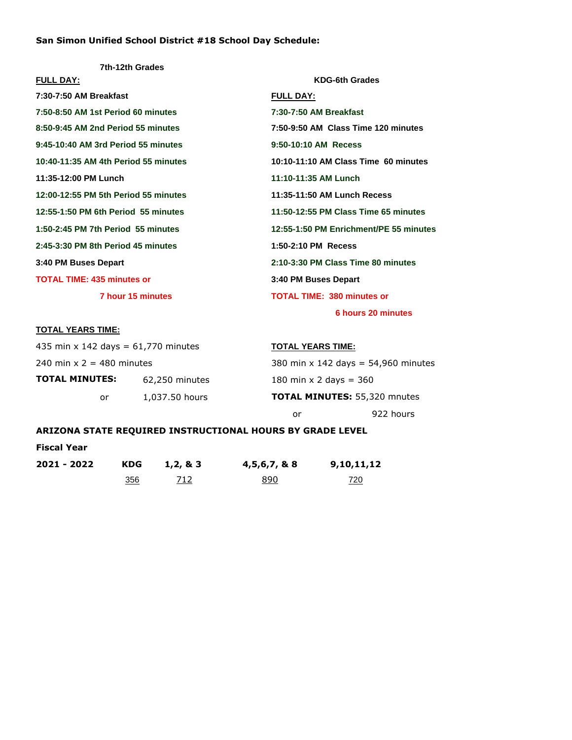**San Simon Unified School District #18 School Day Schedule:**

**7th-12th Grades**

**FULL DAY:**

**7:30-7:50 AM Breakfast**

**7:50-8:50 AM 1st Period 60 minutes**

**8:50-9:45 AM 2nd Period 55 minutes**

**9:45-10:40 AM 3rd Period 55 minutes**

**10:40-11:35 AM 4th Period 55 minutes**

**11:35-12:00 PM Lunch**

**12:00-12:55 PM 5th Period 55 minutes**

**12:55-1:50 PM 6th Period 55 minutes**

**1:50-2:45 PM 7th Period 55 minutes**

**2:45-3:30 PM 8th Period 45 minutes**

**3:40 PM Buses Depart**

**TOTAL TIME: 435 minutes or**

**7 hour 15 minutes**

**TOTAL YEARS TIME:**

435 min x 142 days = 61,770 minutes

240 min x 2 = 480 minutes

**TOTAL MINUTES:** 62,250 minutes

or 1,037.50 hours

**KDG-6th Grades**

**FULL DAY:**

**7:30-7:50 AM Breakfast**

**7:50-9:50 AM Class Time 120 minutes**

**9:50-10:10 AM Recess**

**10:10-11:10 AM Class Time 60 minutes**

**11:10-11:35 AM Lunch**

**11:35-11:50 AM Lunch Recess**

**11:50-12:55 PM Class Time 65 minutes**

**12:55-1:50 PM Enrichment/PE 55 minutes**

**1:50-2:10 PM Recess**

**2:10-3:30 PM Class Time 80 minutes**

**3:40 PM Buses Depart**

**TOTAL TIME: 380 minutes or**

**6 hours 20 minutes**

**TOTAL YEARS TIME:**

380 min x 142 days = 54,960 minutes

180 min x 2 days = 360

**TOTAL MINUTES:** 55,320 mnutes

or 922 hours

**ARIZONA STATE REQUIRED INSTRUCTIONAL HOURS BY GRADE LEVEL**

| Fiscal Year | KDG | 1,2, & 3 | 4,5,6,7, & 8 | 9,10,11,12 |
|---|---|---|---|---|
| 2021 - 2022 | 356 | 712 | 890 | 720 |